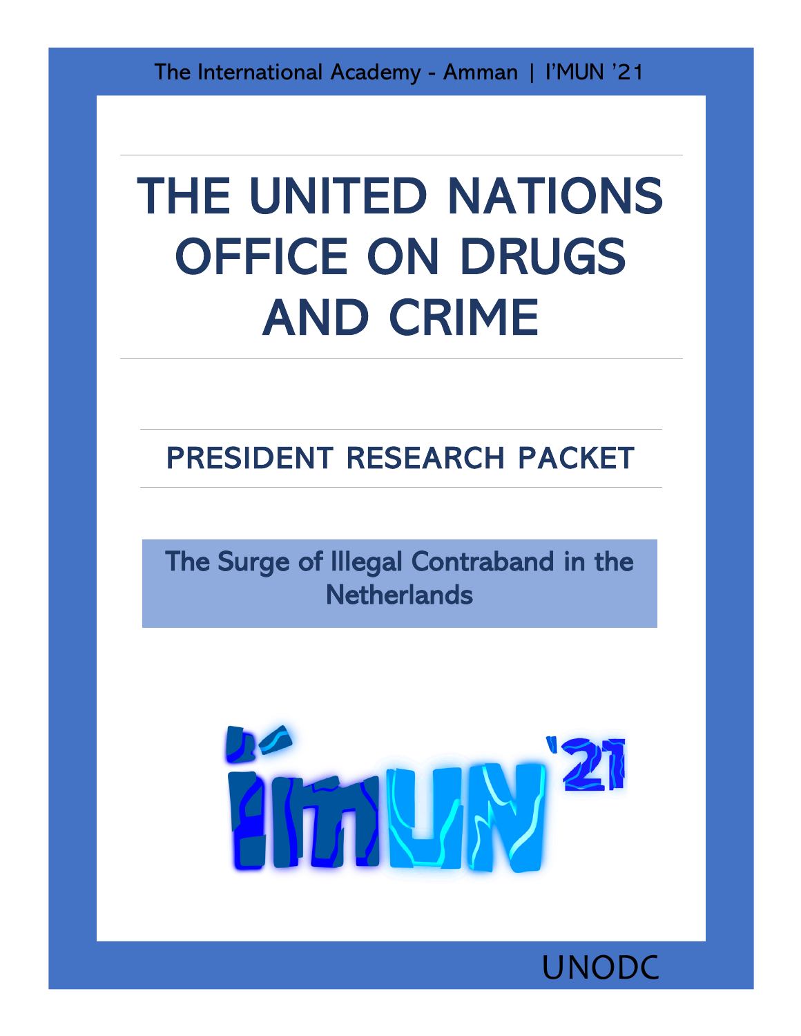The International Academy - Amman | I'MUN '21

# THE UNITED NATIONS OFFICE ON DRUGS AND CRIME

## PRESIDENT RESEARCH PACKET

### The Surge of Illegal Contraband in the Netherlands

UNODC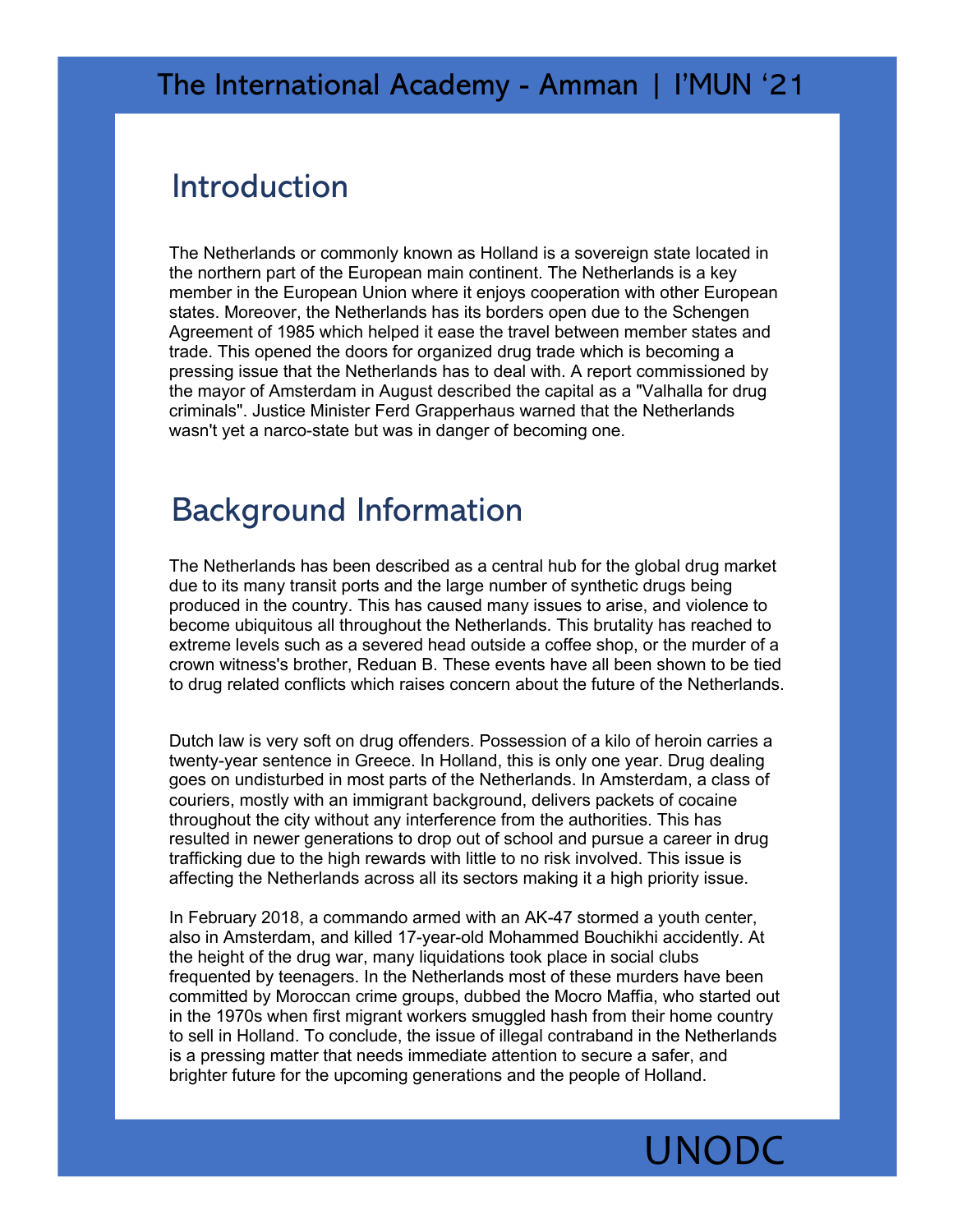## Introduction

The Netherlands or commonly known as Holland is a sovereign state located in the northern part of the European main continent. The Netherlands is a key member in the European Union where it enjoys cooperation with other European states. Moreover, the Netherlands has its borders open due to the Schengen Agreement of 1985 which helped it ease the travel between member states and trade. This opened the doors for organized drug trade which is becoming a pressing issue that the Netherlands has to deal with. A report commissioned by the mayor of Amsterdam in August described the capital as a "Valhalla for drug criminals". Justice Minister Ferd Grapperhaus warned that the Netherlands wasn't yet a narco-state but was in danger of becoming one.

## Background Information

The Netherlands has been described as a central hub for the global drug market due to its many transit ports and the large number of synthetic drugs being produced in the country. This has caused many issues to arise, and violence to become ubiquitous all throughout the Netherlands. This brutality has reached to extreme levels such as a severed head outside a coffee shop, or the murder of a crown witness's brother, Reduan B. These events have all been shown to be tied to drug related conflicts which raises concern about the future of the Netherlands.

Dutch law is very soft on drug offenders. Possession of a kilo of heroin carries a twenty-year sentence in Greece. In Holland, this is only one year. Drug dealing goes on undisturbed in most parts of the Netherlands. In Amsterdam, a class of couriers, mostly with an immigrant background, delivers packets of cocaine throughout the city without any interference from the authorities. This has resulted in newer generations to drop out of school and pursue a career in drug trafficking due to the high rewards with little to no risk involved. This issue is affecting the Netherlands across all its sectors making it a high priority issue.

In February 2018, a commando armed with an AK-47 stormed a youth center, also in Amsterdam, and killed 17-year-old Mohammed Bouchikhi accidently. At the height of the drug war, many liquidations took place in social clubs frequented by teenagers. In the Netherlands most of these murders have been committed by Moroccan crime groups, dubbed the Mocro Maffia, who started out in the 1970s when first migrant workers smuggled hash from their home country to sell in Holland. To conclude, the issue of illegal contraband in the Netherlands is a pressing matter that needs immediate attention to secure a safer, and brighter future for the upcoming generations and the people of Holland.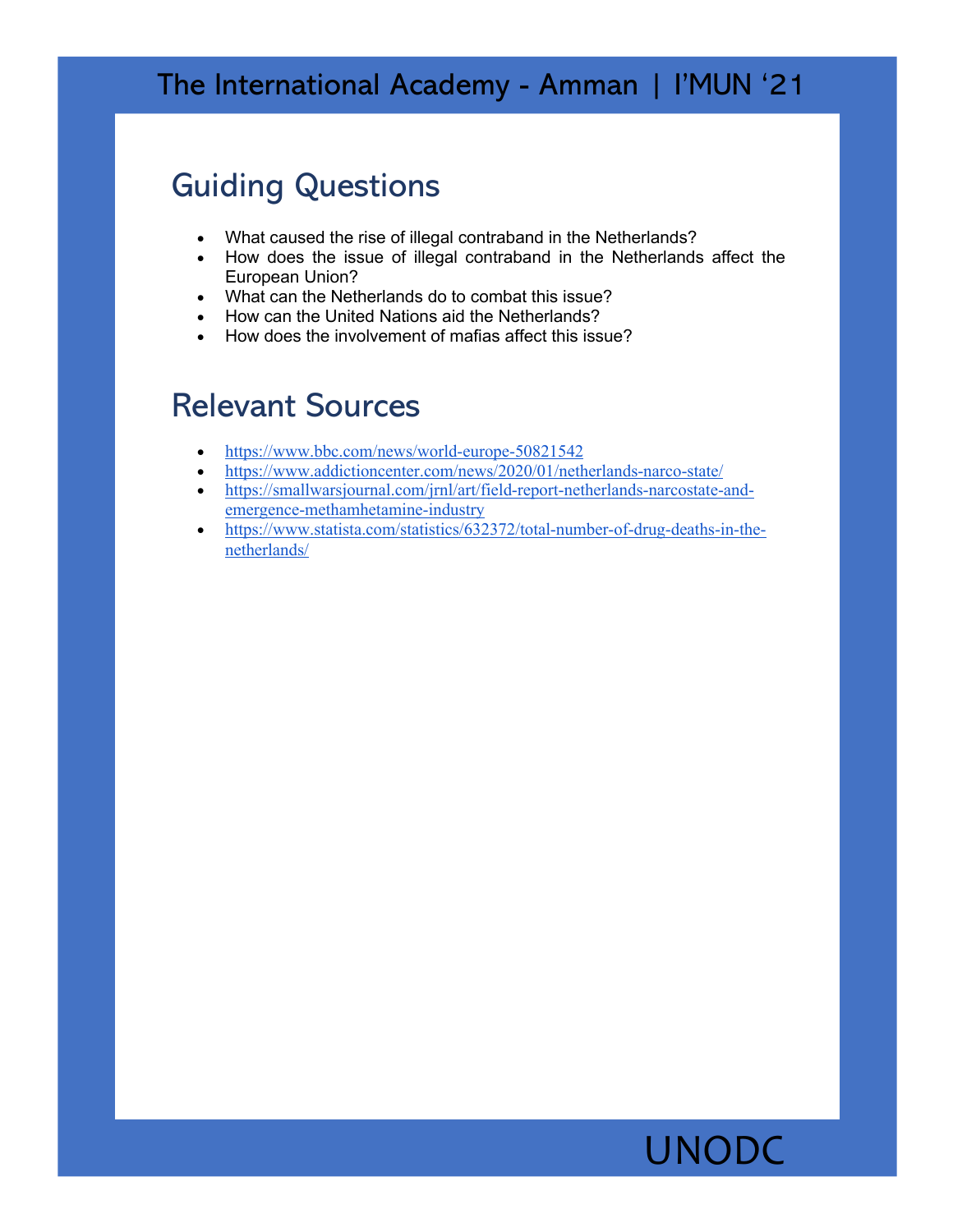## Guiding Questions

- What caused the rise of illegal contraband in the Netherlands?
- How does the issue of illegal contraband in the Netherlands affect the European Union?
- What can the Netherlands do to combat this issue?
- How can the United Nations aid the Netherlands?
- How does the involvement of mafias affect this issue?

## Relevant Sources

- https://www.bbc.com/news/world-europe-50821542
- https://www.addictioncenter.com/news/2020/01/netherlands-narco-state/
- https://smallwarsjournal.com/jrnl/art/field-report-netherlands-narcostate-and-emergence-methamhetamine-industry
- https://www.statista.com/statistics/632372/total-number-of-drug-deaths-in-the-netherlands/